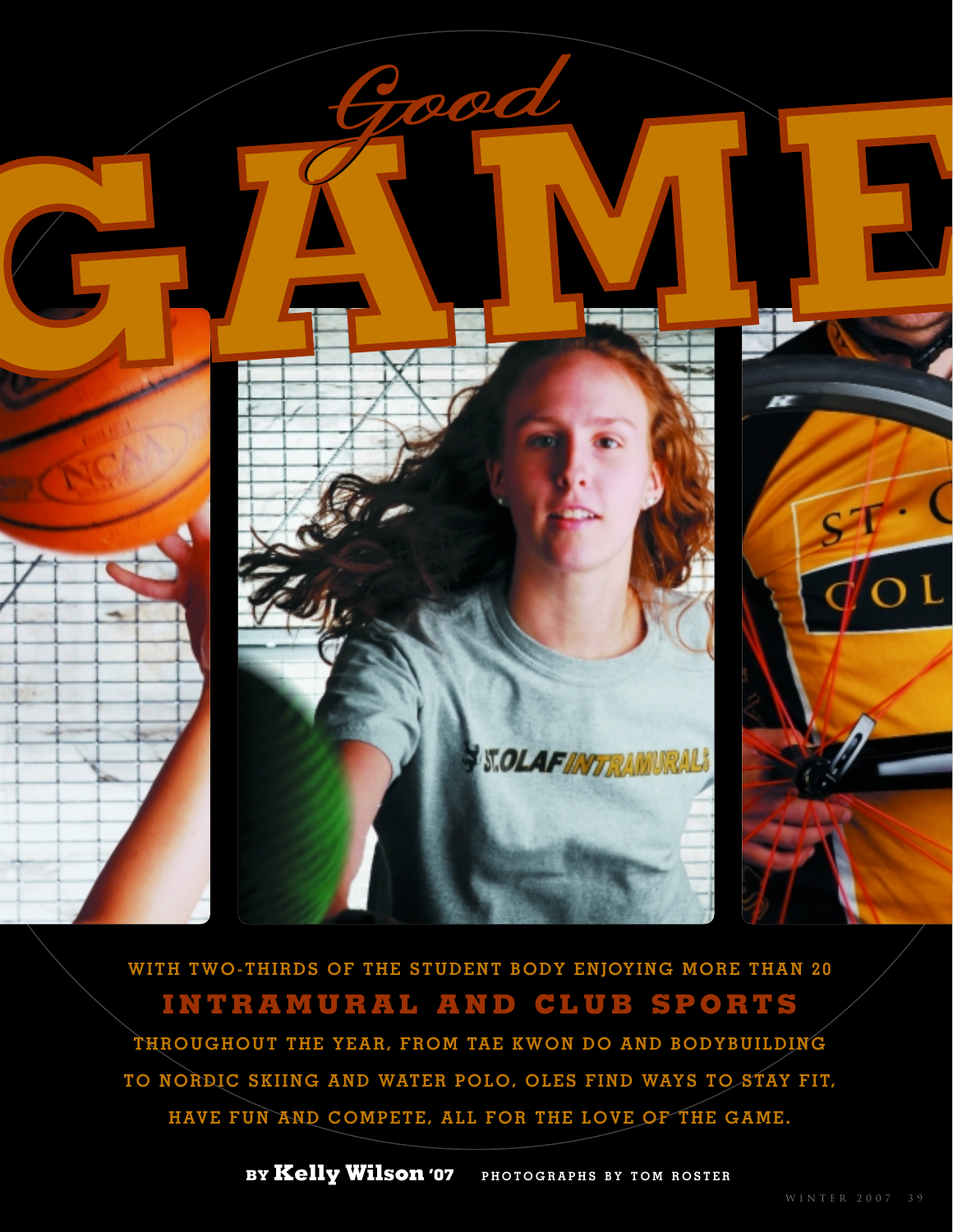# *Good* GAME

WITH TWO-THIRDS OF THE STUDENT BODY ENJOYING MORE THAN 20 **INTRAMURAL AND CLUB SPORTS** THROUGHOUT THE YEAR, FROM TAE KWON DO AND BODYBUILDING TO NORDIC SKIING AND WATER POLO, OLES FIND WAYS TO STAY FIT, HAVE FUN AND COMPETE, ALL FOR THE LOVE OF THE GAME.

BY **Kelly Wilson '07** PHOTOGRAPHS BY TOM ROSTER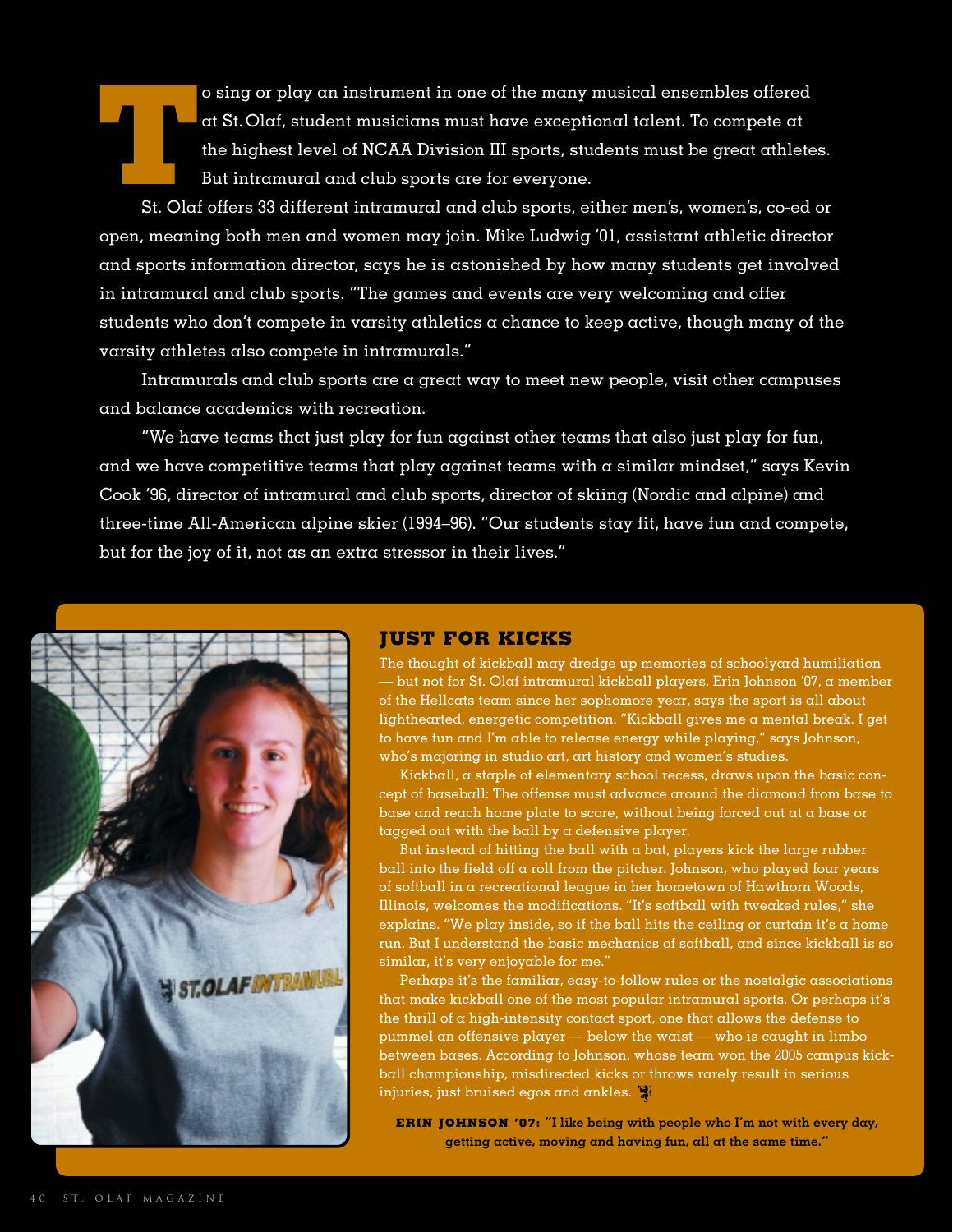To sing or play an instrument in one of the many musical ensembles offered at St. Olaf, student musicians must have exceptional talent. To compete at the highest level of NCAA Division III sports, students must be great athletes. But intramural and club sports are for everyone.

St. Olaf offers 33 different intramural and club sports, either men's, women's, co-ed or open, meaning both men and women may join. Mike Ludwig '01, assistant athletic director and sports information director, says he is astonished by how many students get involved in intramural and club sports. "The games and events are very welcoming and offer students who don't compete in varsity athletics a chance to keep active, though many of the varsity athletes also compete in intramurals."

Intramurals and club sports are a great way to meet new people, visit other campuses and balance academics with recreation.

"We have teams that just play for fun against other teams that also just play for fun, and we have competitive teams that play against teams with a similar mindset," says Kevin Cook '96, director of intramural and club sports, director of skiing (Nordic and alpine) and three-time All-American alpine skier (1994–96). "Our students stay fit, have fun and compete, but for the joy of it, not as an extra stressor in their lives."

## JUST FOR KICKS

The thought of kickball may dredge up memories of schoolyard humiliation — but not for St. Olaf intramural kickball players. Erin Johnson '07, a member of the Hellcats team since her sophomore year, says the sport is all about lighthearted, energetic competition. "Kickball gives me a mental break. I get to have fun and I'm able to release energy while playing," says Johnson, who's majoring in studio art, art history and women's studies.

Kickball, a staple of elementary school recess, draws upon the basic concept of baseball: The offense must advance around the diamond from base to base and reach home plate to score, without being forced out at a base or tagged out with the ball by a defensive player.

But instead of hitting the ball with a bat, players kick the large rubber ball into the field off a roll from the pitcher. Johnson, who played four years of softball in a recreational league in her hometown of Hawthorn Woods, Illinois, welcomes the modifications. "It's softball with tweaked rules," she explains. "We play inside, so if the ball hits the ceiling or curtain it's a home run. But I understand the basic mechanics of softball, and since kickball is so similar, it's very enjoyable for me."

Perhaps it's the familiar, easy-to-follow rules or the nostalgic associations that make kickball one of the most popular intramural sports. Or perhaps it's the thrill of a high-intensity contact sport, one that allows the defense to pummel an offensive player — below the waist — who is caught in limbo between bases. According to Johnson, whose team won the 2005 campus kickball championship, misdirected kicks or throws rarely result in serious injuries, just bruised egos and ankles.

**ERIN JOHNSON '07: "I like being with people who I'm not with every day, getting active, moving and having fun, all at the same time."**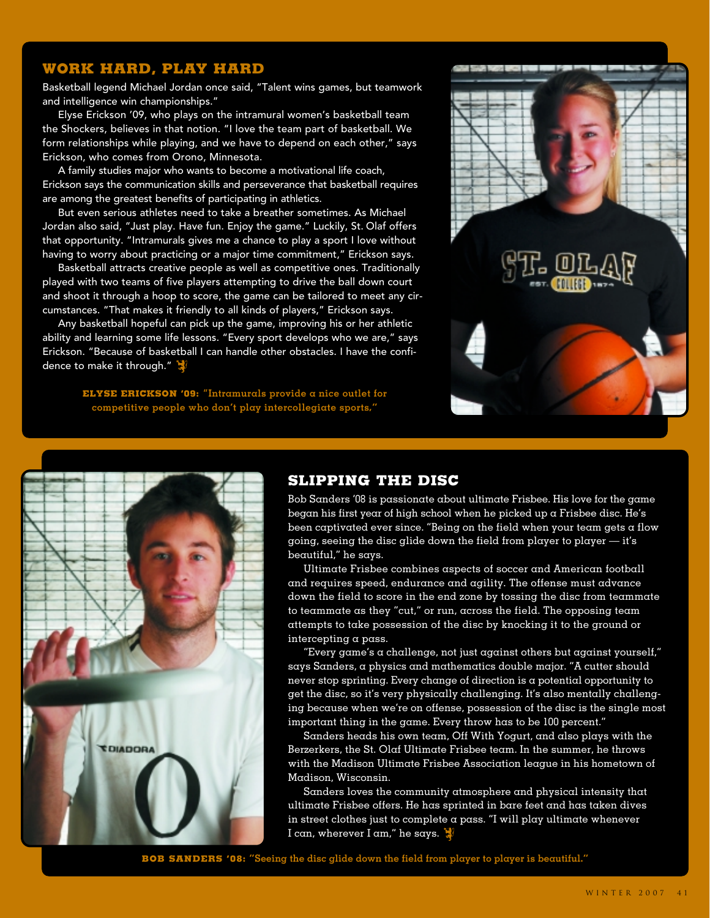## WORK HARD, PLAY HARD

Basketball legend Michael Jordan once said, "Talent wins games, but teamwork and intelligence win championships."

Elyse Erickson '09, who plays on the intramural women's basketball team the Shockers, believes in that notion. "I love the team part of basketball. We form relationships while playing, and we have to depend on each other," says Erickson, who comes from Orono, Minnesota.

A family studies major who wants to become a motivational life coach, Erickson says the communication skills and perseverance that basketball requires are among the greatest benefits of participating in athletics.

But even serious athletes need to take a breather sometimes. As Michael Jordan also said, "Just play. Have fun. Enjoy the game." Luckily, St. Olaf offers that opportunity. "Intramurals gives me a chance to play a sport I love without having to worry about practicing or a major time commitment," Erickson says.

Basketball attracts creative people as well as competitive ones. Traditionally played with two teams of five players attempting to drive the ball down court and shoot it through a hoop to score, the game can be tailored to meet any circumstances. "That makes it friendly to all kinds of players," Erickson says.

Any basketball hopeful can pick up the game, improving his or her athletic ability and learning some life lessons. "Every sport develops who we are," says Erickson. "Because of basketball I can handle other obstacles. I have the confidence to make it through."

**ELYSE ERICKSON '09:** "Intramurals provide a nice outlet for competitive people who don't play intercollegiate sports,"

## SLIPPING THE DISC

Bob Sanders '08 is passionate about ultimate Frisbee. His love for the game began his first year of high school when he picked up a Frisbee disc. He's been captivated ever since. "Being on the field when your team gets a flow going, seeing the disc glide down the field from player to player — it's beautiful," he says.

Ultimate Frisbee combines aspects of soccer and American football and requires speed, endurance and agility. The offense must advance down the field to score in the end zone by tossing the disc from teammate to teammate as they "cut," or run, across the field. The opposing team attempts to take possession of the disc by knocking it to the ground or intercepting a pass.

"Every game's a challenge, not just against others but against yourself," says Sanders, a physics and mathematics double major. "A cutter should never stop sprinting. Every change of direction is a potential opportunity to get the disc, so it's very physically challenging. It's also mentally challenging because when we're on offense, possession of the disc is the single most important thing in the game. Every throw has to be 100 percent."

Sanders heads his own team, Off With Yogurt, and also plays with the Berzerkers, the St. Olaf Ultimate Frisbee team. In the summer, he throws with the Madison Ultimate Frisbee Association league in his hometown of Madison, Wisconsin.

Sanders loves the community atmosphere and physical intensity that ultimate Frisbee offers. He has sprinted in bare feet and has taken dives in street clothes just to complete a pass. "I will play ultimate whenever I can, wherever I am," he says.

**BOB SANDERS '08:** "Seeing the disc glide down the field from player to player is beautiful."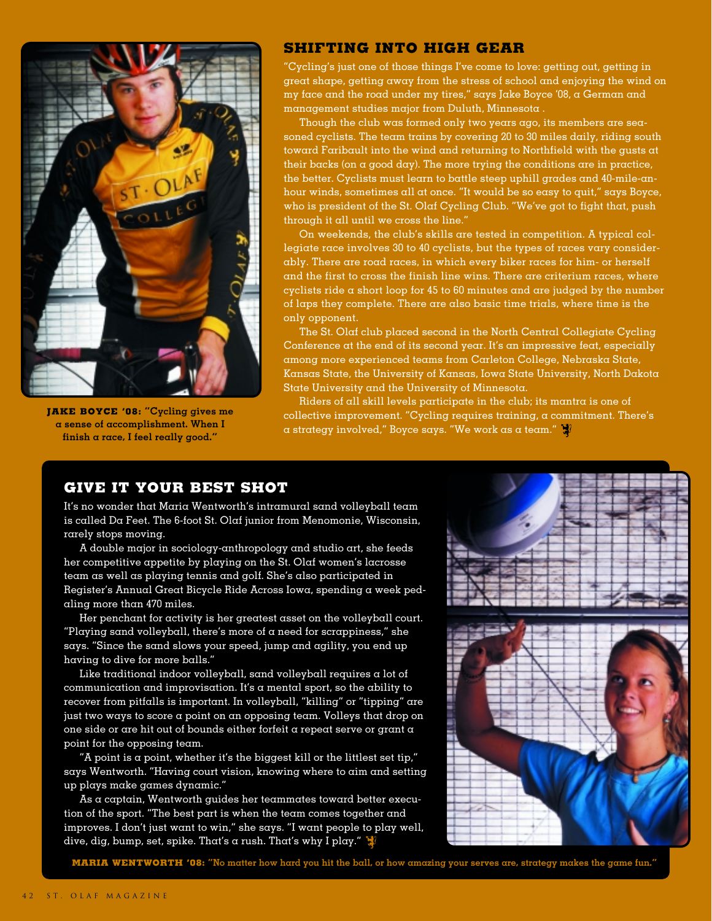## SHIFTING INTO HIGH GEAR

"Cycling's just one of those things I've come to love: getting out, getting in great shape, getting away from the stress of school and enjoying the wind on my face and the road under my tires," says Jake Boyce '08, a German and management studies major from Duluth, Minnesota .

Though the club was formed only two years ago, its members are seasoned cyclists. The team trains by covering 20 to 30 miles daily, riding south toward Faribault into the wind and returning to Northfield with the gusts at their backs (on a good day). The more trying the conditions are in practice, the better. Cyclists must learn to battle steep uphill grades and 40-mile-an-hour winds, sometimes all at once. "It would be so easy to quit," says Boyce, who is president of the St. Olaf Cycling Club. "We've got to fight that, push through it all until we cross the line."

On weekends, the club's skills are tested in competition. A typical collegiate race involves 30 to 40 cyclists, but the types of races vary considerably. There are road races, in which every biker races for him- or herself and the first to cross the finish line wins. There are criterium races, where cyclists ride a short loop for 45 to 60 minutes and are judged by the number of laps they complete. There are also basic time trials, where time is the only opponent.

The St. Olaf club placed second in the North Central Collegiate Cycling Conference at the end of its second year. It's an impressive feat, especially among more experienced teams from Carleton College, Nebraska State, Kansas State, the University of Kansas, Iowa State University, North Dakota State University and the University of Minnesota.

Riders of all skill levels participate in the club; its mantra is one of collective improvement. "Cycling requires training, a commitment. There's a strategy involved," Boyce says. "We work as a team."

**JAKE BOYCE '08: "Cycling gives me a sense of accomplishment. When I finish a race, I feel really good."**

## GIVE IT YOUR BEST SHOT

It's no wonder that Maria Wentworth's intramural sand volleyball team is called Da Feet. The 6-foot St. Olaf junior from Menomonie, Wisconsin, rarely stops moving.

A double major in sociology-anthropology and studio art, she feeds her competitive appetite by playing on the St. Olaf women's lacrosse team as well as playing tennis and golf. She's also participated in Register's Annual Great Bicycle Ride Across Iowa, spending a week pedaling more than 470 miles.

Her penchant for activity is her greatest asset on the volleyball court. "Playing sand volleyball, there's more of a need for scrappiness," she says. "Since the sand slows your speed, jump and agility, you end up having to dive for more balls."

Like traditional indoor volleyball, sand volleyball requires a lot of communication and improvisation. It's a mental sport, so the ability to recover from pitfalls is important. In volleyball, "killing" or "tipping" are just two ways to score a point on an opposing team. Volleys that drop on one side or are hit out of bounds either forfeit a repeat serve or grant a point for the opposing team.

"A point is a point, whether it's the biggest kill or the littlest set tip," says Wentworth. "Having court vision, knowing where to aim and setting up plays make games dynamic."

As a captain, Wentworth guides her teammates toward better execution of the sport. "The best part is when the team comes together and improves. I don't just want to win," she says. "I want people to play well, dive, dig, bump, set, spike. That's a rush. That's why I play."

**MARIA WENTWORTH '08: "No matter how hard you hit the ball, or how amazing your serves are, strategy makes the game fun."**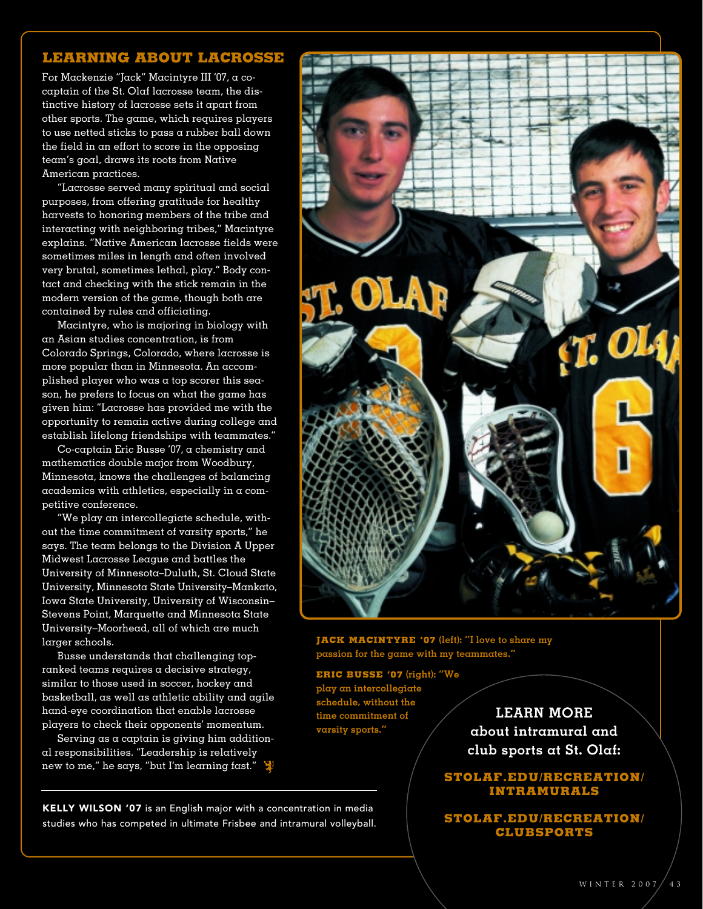## LEARNING ABOUT LACROSSE

For Mackenzie "Jack" Macintyre III '07, a co-captain of the St. Olaf lacrosse team, the distinctive history of lacrosse sets it apart from other sports. The game, which requires players to use netted sticks to pass a rubber ball down the field in an effort to score in the opposing team's goal, draws its roots from Native American practices.

"Lacrosse served many spiritual and social purposes, from offering gratitude for healthy harvests to honoring members of the tribe and interacting with neighboring tribes," Macintyre explains. "Native American lacrosse fields were sometimes miles in length and often involved very brutal, sometimes lethal, play." Body contact and checking with the stick remain in the modern version of the game, though both are contained by rules and officiating.

Macintyre, who is majoring in biology with an Asian studies concentration, is from Colorado Springs, Colorado, where lacrosse is more popular than in Minnesota. An accomplished player who was a top scorer this season, he prefers to focus on what the game has given him: "Lacrosse has provided me with the opportunity to remain active during college and establish lifelong friendships with teammates."

Co-captain Eric Busse '07, a chemistry and mathematics double major from Woodbury, Minnesota, knows the challenges of balancing academics with athletics, especially in a competitive conference.

"We play an intercollegiate schedule, without the time commitment of varsity sports," he says. The team belongs to the Division A Upper Midwest Lacrosse League and battles the University of Minnesota–Duluth, St. Cloud State University, Minnesota State University–Mankato, Iowa State University, University of Wisconsin–Stevens Point, Marquette and Minnesota State University–Moorhead, all of which are much larger schools.

Busse understands that challenging top-ranked teams requires a decisive strategy, similar to those used in soccer, hockey and basketball, as well as athletic ability and agile hand-eye coordination that enable lacrosse players to check their opponents' momentum.

Serving as a captain is giving him additional responsibilities. "Leadership is relatively new to me," he says, "but I'm learning fast."

**JACK MACINTYRE '07** (left): "I love to share my passion for the game with my teammates."

**ERIC BUSSE '07** (right): "We play an intercollegiate schedule, without the time commitment of varsity sports."

---

**KELLY WILSON '07** is an English major with a concentration in media studies who has competed in ultimate Frisbee and intramural volleyball.

**LEARN MORE about intramural and club sports at St. Olaf:**

**STOLAF.EDU/RECREATION/INTRAMURALS**

**STOLAF.EDU/RECREATION/CLUBSPORTS**